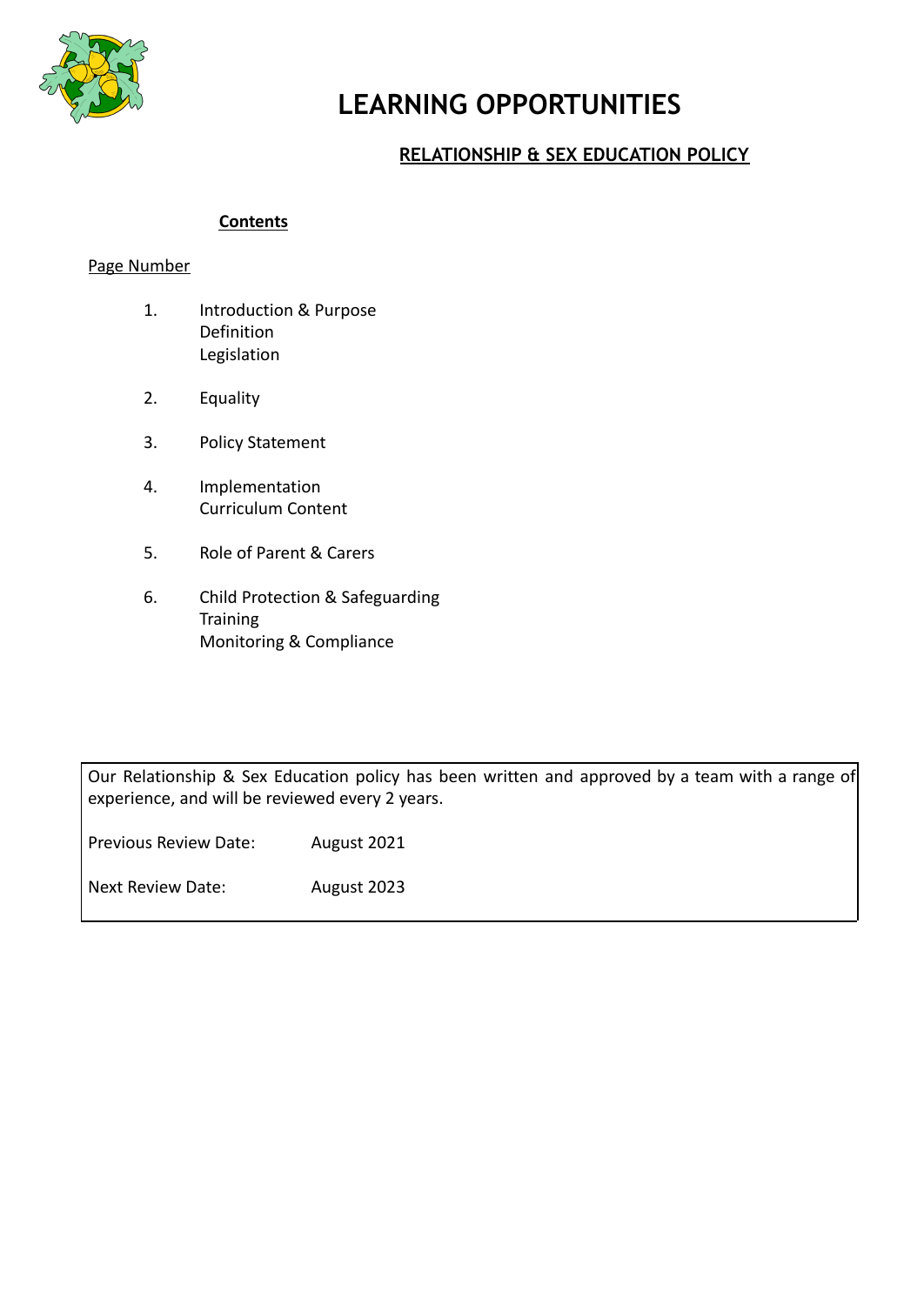# LEARNING OPPORTUNITIES

## RELATIONSHIP & SEX EDUCATION POLICY

**Contents**

Page Number

1. Introduction & Purpose
   Definition
   Legislation

2. Equality

3. Policy Statement

4. Implementation
   Curriculum Content

5. Role of Parent & Carers

6. Child Protection & Safeguarding
   Training
   Monitoring & Compliance

Our Relationship & Sex Education policy has been written and approved by a team with a range of experience, and will be reviewed every 2 years.

Previous Review Date: August 2021

Next Review Date: August 2023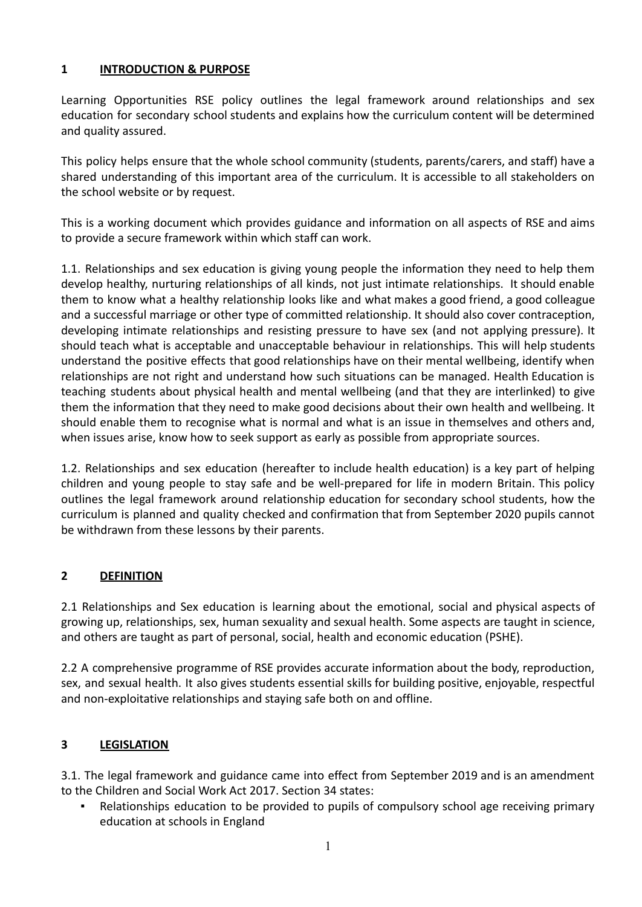## 1 INTRODUCTION & PURPOSE

Learning Opportunities RSE policy outlines the legal framework around relationships and sex education for secondary school students and explains how the curriculum content will be determined and quality assured.

This policy helps ensure that the whole school community (students, parents/carers, and staff) have a shared understanding of this important area of the curriculum. It is accessible to all stakeholders on the school website or by request.

This is a working document which provides guidance and information on all aspects of RSE and aims to provide a secure framework within which staff can work.

1.1. Relationships and sex education is giving young people the information they need to help them develop healthy, nurturing relationships of all kinds, not just intimate relationships. It should enable them to know what a healthy relationship looks like and what makes a good friend, a good colleague and a successful marriage or other type of committed relationship. It should also cover contraception, developing intimate relationships and resisting pressure to have sex (and not applying pressure). It should teach what is acceptable and unacceptable behaviour in relationships. This will help students understand the positive effects that good relationships have on their mental wellbeing, identify when relationships are not right and understand how such situations can be managed. Health Education is teaching students about physical health and mental wellbeing (and that they are interlinked) to give them the information that they need to make good decisions about their own health and wellbeing. It should enable them to recognise what is normal and what is an issue in themselves and others and, when issues arise, know how to seek support as early as possible from appropriate sources.

1.2. Relationships and sex education (hereafter to include health education) is a key part of helping children and young people to stay safe and be well-prepared for life in modern Britain. This policy outlines the legal framework around relationship education for secondary school students, how the curriculum is planned and quality checked and confirmation that from September 2020 pupils cannot be withdrawn from these lessons by their parents.

## 2 DEFINITION

2.1 Relationships and Sex education is learning about the emotional, social and physical aspects of growing up, relationships, sex, human sexuality and sexual health. Some aspects are taught in science, and others are taught as part of personal, social, health and economic education (PSHE).

2.2 A comprehensive programme of RSE provides accurate information about the body, reproduction, sex, and sexual health. It also gives students essential skills for building positive, enjoyable, respectful and non-exploitative relationships and staying safe both on and offline.

## 3 LEGISLATION

3.1. The legal framework and guidance came into effect from September 2019 and is an amendment to the Children and Social Work Act 2017. Section 34 states:

- Relationships education to be provided to pupils of compulsory school age receiving primary education at schools in England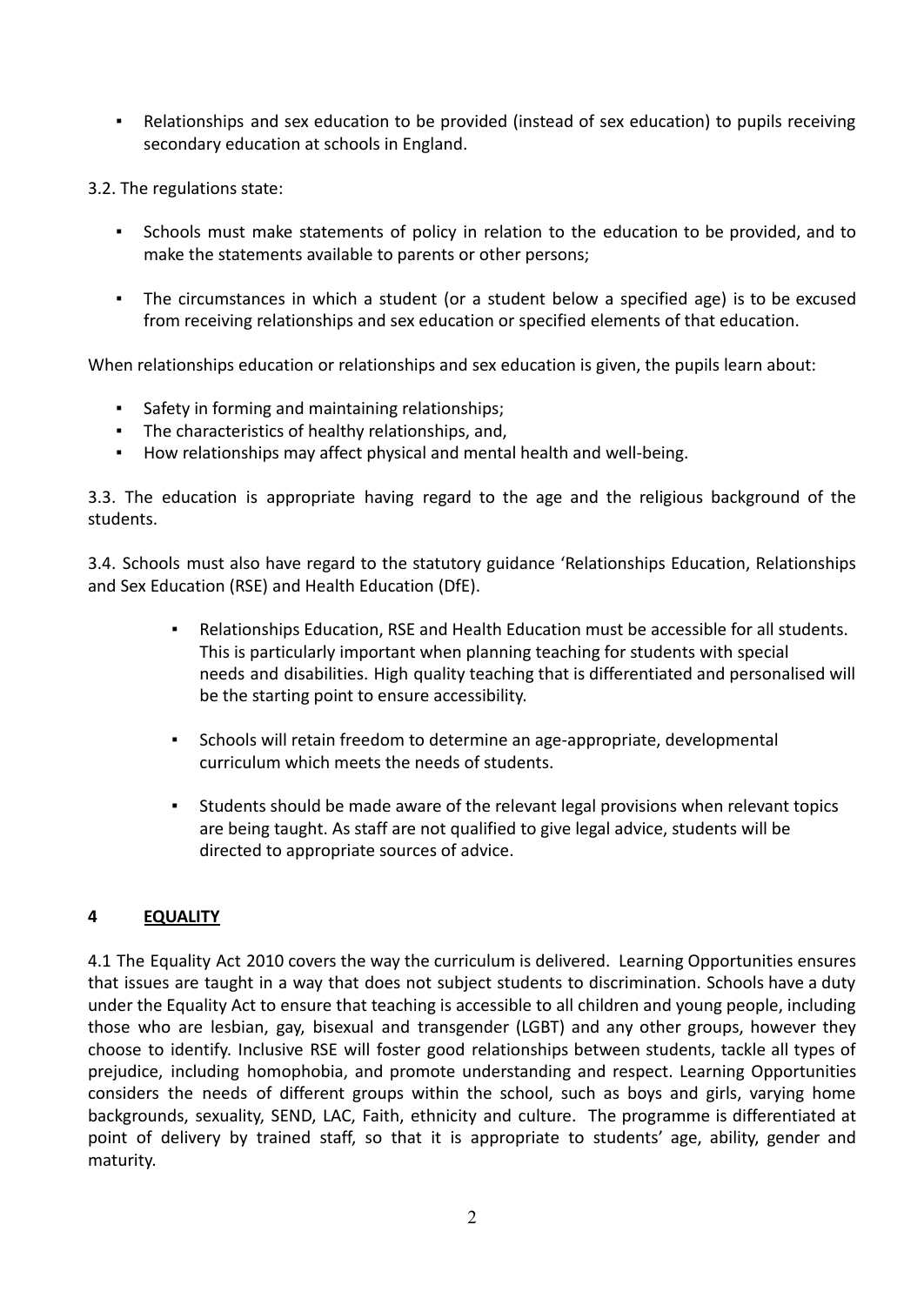- Relationships and sex education to be provided (instead of sex education) to pupils receiving secondary education at schools in England.

3.2. The regulations state:

- Schools must make statements of policy in relation to the education to be provided, and to make the statements available to parents or other persons;

- The circumstances in which a student (or a student below a specified age) is to be excused from receiving relationships and sex education or specified elements of that education.

When relationships education or relationships and sex education is given, the pupils learn about:

- Safety in forming and maintaining relationships;
- The characteristics of healthy relationships, and,
- How relationships may affect physical and mental health and well-being.

3.3. The education is appropriate having regard to the age and the religious background of the students.

3.4. Schools must also have regard to the statutory guidance 'Relationships Education, Relationships and Sex Education (RSE) and Health Education (DfE).

- Relationships Education, RSE and Health Education must be accessible for all students. This is particularly important when planning teaching for students with special needs and disabilities. High quality teaching that is differentiated and personalised will be the starting point to ensure accessibility.

- Schools will retain freedom to determine an age-appropriate, developmental curriculum which meets the needs of students.

- Students should be made aware of the relevant legal provisions when relevant topics are being taught. As staff are not qualified to give legal advice, students will be directed to appropriate sources of advice.

## 4 EQUALITY

4.1 The Equality Act 2010 covers the way the curriculum is delivered. Learning Opportunities ensures that issues are taught in a way that does not subject students to discrimination. Schools have a duty under the Equality Act to ensure that teaching is accessible to all children and young people, including those who are lesbian, gay, bisexual and transgender (LGBT) and any other groups, however they choose to identify. Inclusive RSE will foster good relationships between students, tackle all types of prejudice, including homophobia, and promote understanding and respect. Learning Opportunities considers the needs of different groups within the school, such as boys and girls, varying home backgrounds, sexuality, SEND, LAC, Faith, ethnicity and culture. The programme is differentiated at point of delivery by trained staff, so that it is appropriate to students' age, ability, gender and maturity.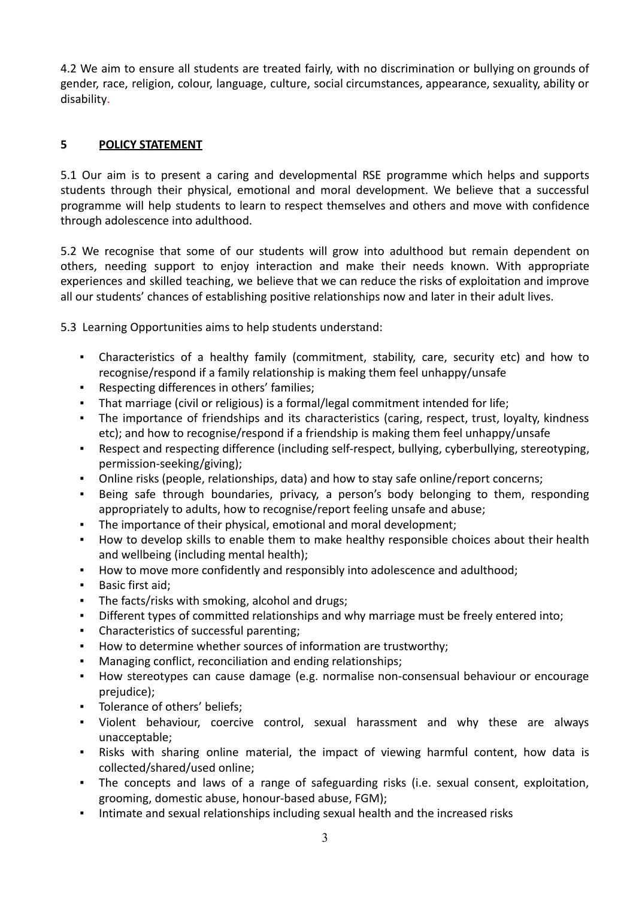4.2 We aim to ensure all students are treated fairly, with no discrimination or bullying on grounds of gender, race, religion, colour, language, culture, social circumstances, appearance, sexuality, ability or disability.

## 5 POLICY STATEMENT

5.1 Our aim is to present a caring and developmental RSE programme which helps and supports students through their physical, emotional and moral development. We believe that a successful programme will help students to learn to respect themselves and others and move with confidence through adolescence into adulthood.

5.2 We recognise that some of our students will grow into adulthood but remain dependent on others, needing support to enjoy interaction and make their needs known. With appropriate experiences and skilled teaching, we believe that we can reduce the risks of exploitation and improve all our students' chances of establishing positive relationships now and later in their adult lives.

5.3 Learning Opportunities aims to help students understand:

- Characteristics of a healthy family (commitment, stability, care, security etc) and how to recognise/respond if a family relationship is making them feel unhappy/unsafe
- Respecting differences in others' families;
- That marriage (civil or religious) is a formal/legal commitment intended for life;
- The importance of friendships and its characteristics (caring, respect, trust, loyalty, kindness etc); and how to recognise/respond if a friendship is making them feel unhappy/unsafe
- Respect and respecting difference (including self-respect, bullying, cyberbullying, stereotyping, permission-seeking/giving);
- Online risks (people, relationships, data) and how to stay safe online/report concerns;
- Being safe through boundaries, privacy, a person's body belonging to them, responding appropriately to adults, how to recognise/report feeling unsafe and abuse;
- The importance of their physical, emotional and moral development;
- How to develop skills to enable them to make healthy responsible choices about their health and wellbeing (including mental health);
- How to move more confidently and responsibly into adolescence and adulthood;
- Basic first aid;
- The facts/risks with smoking, alcohol and drugs;
- Different types of committed relationships and why marriage must be freely entered into;
- Characteristics of successful parenting;
- How to determine whether sources of information are trustworthy;
- Managing conflict, reconciliation and ending relationships;
- How stereotypes can cause damage (e.g. normalise non-consensual behaviour or encourage prejudice);
- Tolerance of others' beliefs;
- Violent behaviour, coercive control, sexual harassment and why these are always unacceptable;
- Risks with sharing online material, the impact of viewing harmful content, how data is collected/shared/used online;
- The concepts and laws of a range of safeguarding risks (i.e. sexual consent, exploitation, grooming, domestic abuse, honour-based abuse, FGM);
- Intimate and sexual relationships including sexual health and the increased risks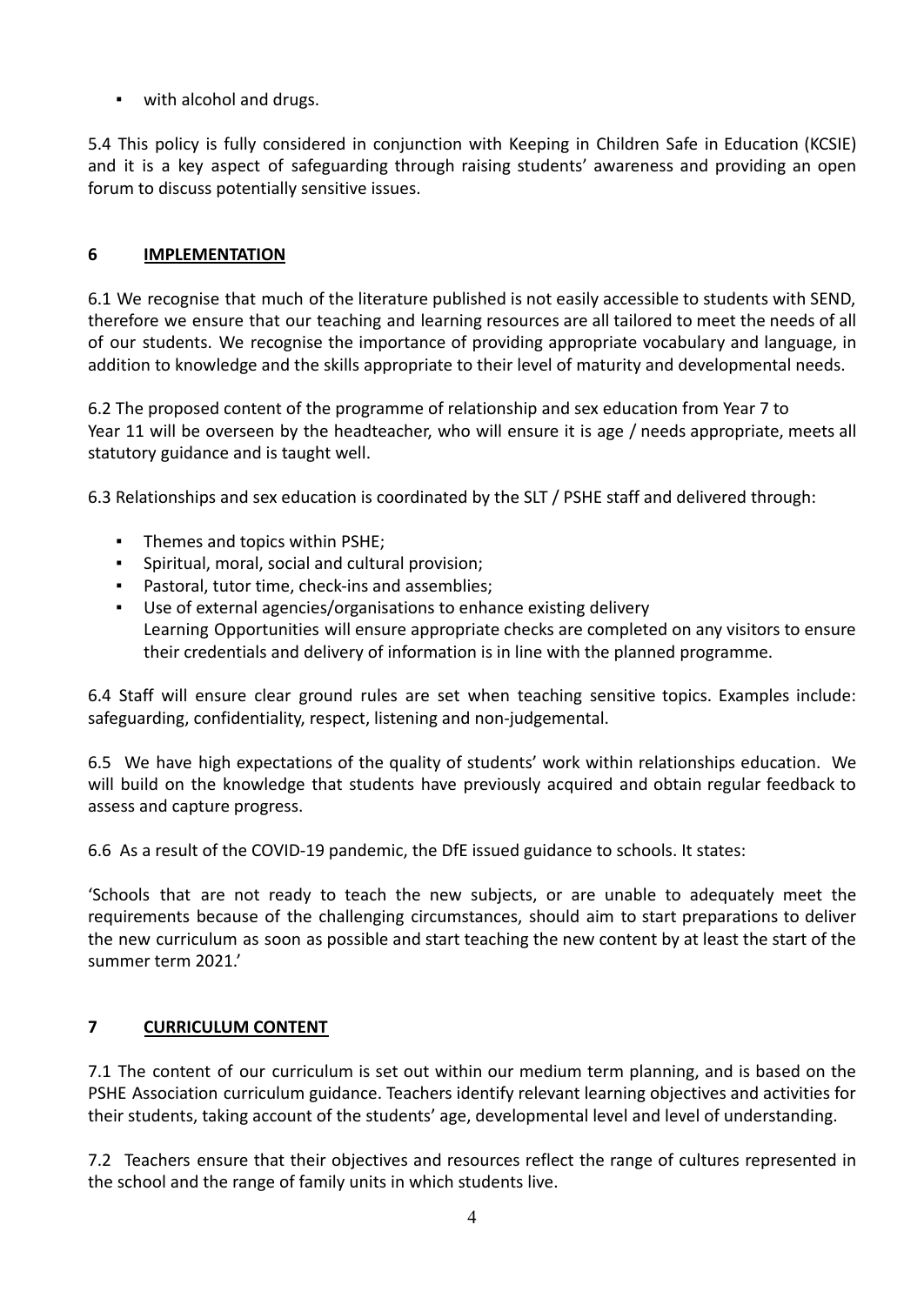- with alcohol and drugs.

5.4 This policy is fully considered in conjunction with Keeping in Children Safe in Education (KCSIE) and it is a key aspect of safeguarding through raising students' awareness and providing an open forum to discuss potentially sensitive issues.

## 6 IMPLEMENTATION

6.1 We recognise that much of the literature published is not easily accessible to students with SEND, therefore we ensure that our teaching and learning resources are all tailored to meet the needs of all of our students. We recognise the importance of providing appropriate vocabulary and language, in addition to knowledge and the skills appropriate to their level of maturity and developmental needs.

6.2 The proposed content of the programme of relationship and sex education from Year 7 to Year 11 will be overseen by the headteacher, who will ensure it is age / needs appropriate, meets all statutory guidance and is taught well.

6.3 Relationships and sex education is coordinated by the SLT / PSHE staff and delivered through:

- Themes and topics within PSHE;
- Spiritual, moral, social and cultural provision;
- Pastoral, tutor time, check-ins and assemblies;
- Use of external agencies/organisations to enhance existing delivery
  Learning Opportunities will ensure appropriate checks are completed on any visitors to ensure their credentials and delivery of information is in line with the planned programme.

6.4 Staff will ensure clear ground rules are set when teaching sensitive topics. Examples include: safeguarding, confidentiality, respect, listening and non-judgemental.

6.5 We have high expectations of the quality of students' work within relationships education. We will build on the knowledge that students have previously acquired and obtain regular feedback to assess and capture progress.

6.6 As a result of the COVID-19 pandemic, the DfE issued guidance to schools. It states:

'Schools that are not ready to teach the new subjects, or are unable to adequately meet the requirements because of the challenging circumstances, should aim to start preparations to deliver the new curriculum as soon as possible and start teaching the new content by at least the start of the summer term 2021.'

## 7 CURRICULUM CONTENT

7.1 The content of our curriculum is set out within our medium term planning, and is based on the PSHE Association curriculum guidance. Teachers identify relevant learning objectives and activities for their students, taking account of the students' age, developmental level and level of understanding.

7.2 Teachers ensure that their objectives and resources reflect the range of cultures represented in the school and the range of family units in which students live.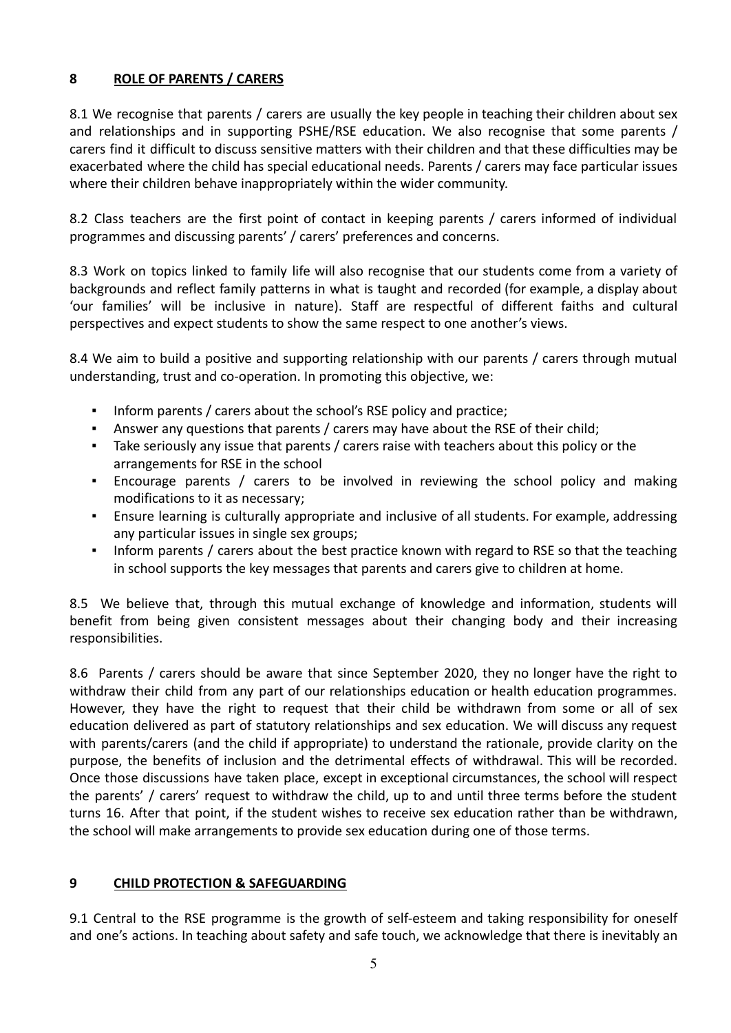## **8 ROLE OF PARENTS / CARERS**

8.1 We recognise that parents / carers are usually the key people in teaching their children about sex and relationships and in supporting PSHE/RSE education. We also recognise that some parents / carers find it difficult to discuss sensitive matters with their children and that these difficulties may be exacerbated where the child has special educational needs. Parents / carers may face particular issues where their children behave inappropriately within the wider community.

8.2 Class teachers are the first point of contact in keeping parents / carers informed of individual programmes and discussing parents' / carers' preferences and concerns.

8.3 Work on topics linked to family life will also recognise that our students come from a variety of backgrounds and reflect family patterns in what is taught and recorded (for example, a display about 'our families' will be inclusive in nature). Staff are respectful of different faiths and cultural perspectives and expect students to show the same respect to one another's views.

8.4 We aim to build a positive and supporting relationship with our parents / carers through mutual understanding, trust and co-operation. In promoting this objective, we:

- Inform parents / carers about the school's RSE policy and practice;
- Answer any questions that parents / carers may have about the RSE of their child;
- Take seriously any issue that parents / carers raise with teachers about this policy or the arrangements for RSE in the school
- Encourage parents / carers to be involved in reviewing the school policy and making modifications to it as necessary;
- Ensure learning is culturally appropriate and inclusive of all students. For example, addressing any particular issues in single sex groups;
- Inform parents / carers about the best practice known with regard to RSE so that the teaching in school supports the key messages that parents and carers give to children at home.

8.5 We believe that, through this mutual exchange of knowledge and information, students will benefit from being given consistent messages about their changing body and their increasing responsibilities.

8.6 Parents / carers should be aware that since September 2020, they no longer have the right to withdraw their child from any part of our relationships education or health education programmes. However, they have the right to request that their child be withdrawn from some or all of sex education delivered as part of statutory relationships and sex education. We will discuss any request with parents/carers (and the child if appropriate) to understand the rationale, provide clarity on the purpose, the benefits of inclusion and the detrimental effects of withdrawal. This will be recorded. Once those discussions have taken place, except in exceptional circumstances, the school will respect the parents' / carers' request to withdraw the child, up to and until three terms before the student turns 16. After that point, if the student wishes to receive sex education rather than be withdrawn, the school will make arrangements to provide sex education during one of those terms.

## **9 CHILD PROTECTION & SAFEGUARDING**

9.1 Central to the RSE programme is the growth of self-esteem and taking responsibility for oneself and one's actions. In teaching about safety and safe touch, we acknowledge that there is inevitably an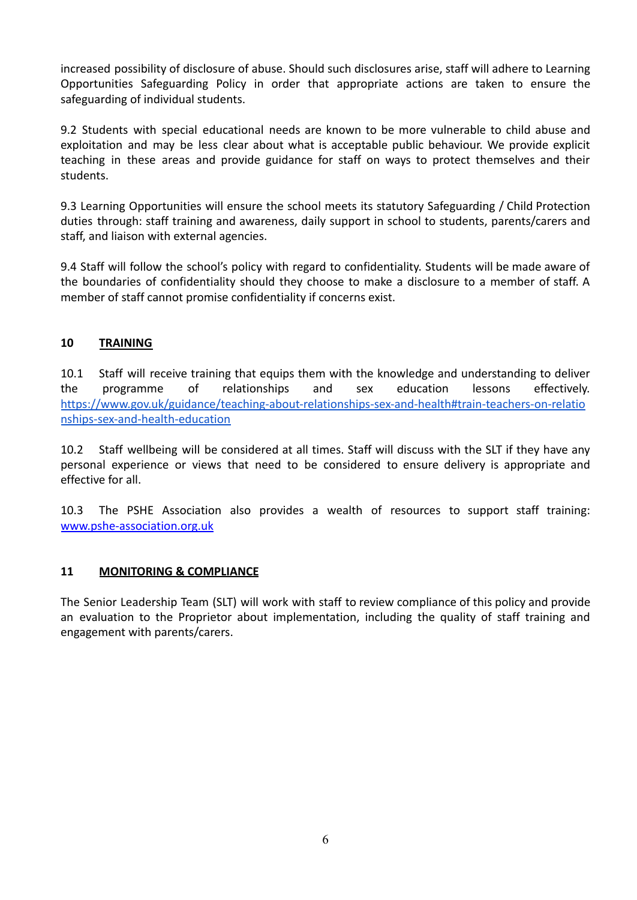increased possibility of disclosure of abuse. Should such disclosures arise, staff will adhere to Learning Opportunities Safeguarding Policy in order that appropriate actions are taken to ensure the safeguarding of individual students.

9.2 Students with special educational needs are known to be more vulnerable to child abuse and exploitation and may be less clear about what is acceptable public behaviour. We provide explicit teaching in these areas and provide guidance for staff on ways to protect themselves and their students.

9.3 Learning Opportunities will ensure the school meets its statutory Safeguarding / Child Protection duties through: staff training and awareness, daily support in school to students, parents/carers and staff, and liaison with external agencies.

9.4 Staff will follow the school's policy with regard to confidentiality. Students will be made aware of the boundaries of confidentiality should they choose to make a disclosure to a member of staff. A member of staff cannot promise confidentiality if concerns exist.

## 10 TRAINING

10.1 Staff will receive training that equips them with the knowledge and understanding to deliver the programme of relationships and sex education lessons effectively. [https://www.gov.uk/guidance/teaching-about-relationships-sex-and-health#train-teachers-on-relationships-sex-and-health-education](https://www.gov.uk/guidance/teaching-about-relationships-sex-and-health#train-teachers-on-relationships-sex-and-health-education)

10.2 Staff wellbeing will be considered at all times. Staff will discuss with the SLT if they have any personal experience or views that need to be considered to ensure delivery is appropriate and effective for all.

10.3 The PSHE Association also provides a wealth of resources to support staff training: [www.pshe-association.org.uk](http://www.pshe-association.org.uk)

## 11 MONITORING & COMPLIANCE

The Senior Leadership Team (SLT) will work with staff to review compliance of this policy and provide an evaluation to the Proprietor about implementation, including the quality of staff training and engagement with parents/carers.